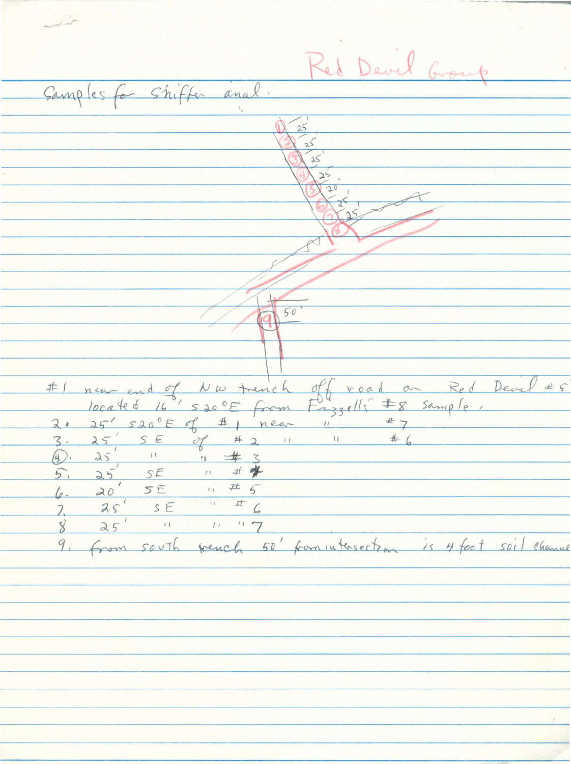Red Devil Group

Samples for sniffer anal.

#1 near end of NW trench off road on Red Devil #5' located 16' S20°E from Fazzell's #8 sample.

2. 25' S20°E of #1 near " #7

3. 25' SE of #2 " " #6

4. 25' " " #3

5. 25' SE " #4

6. 20' SE " #5

7. 25' SE " #6

8 25' " " " 7

9. from south trench 50' from intersection is 4 foot soil channel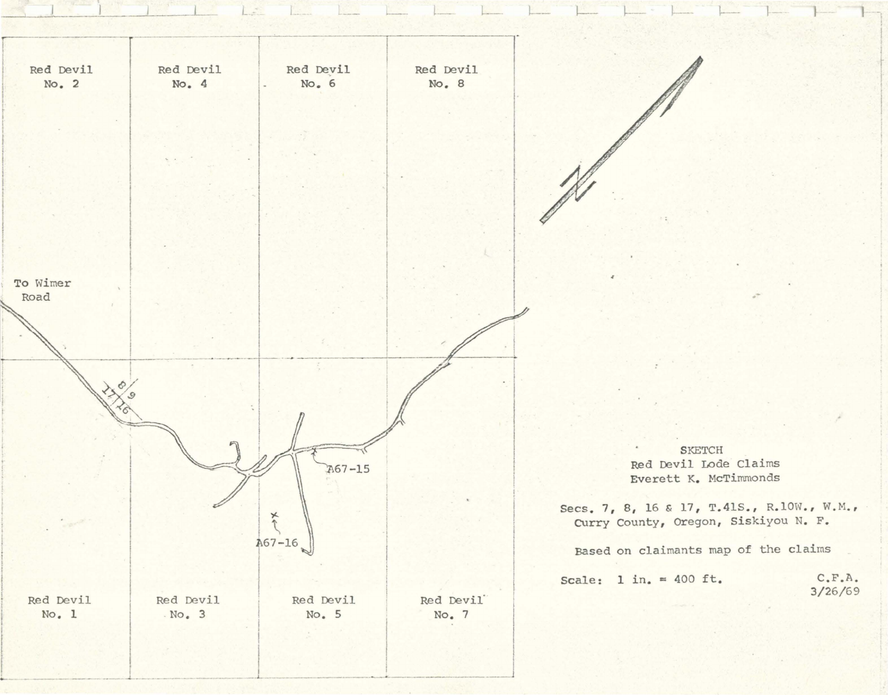Red Devil
No. 2

Red Devil
No. 4

Red Devil
No. 6

Red Devil
No. 8

To Wimer
Road

8 | 9
17 | 16

A67-15

A67-16

Red Devil
No. 1

Red Devil
No. 3

Red Devil
No. 5

Red Devil
No. 7

N

SKETCH
Red Devil Lode Claims
Everett K. McTimmonds

Secs. 7, 8, 16 & 17, T.41S., R.10W., W.M.,
Curry County, Oregon, Siskiyou N. F.

Based on claimants map of the claims

Scale: 1 in. = 400 ft.

C.F.A.
3/26/69